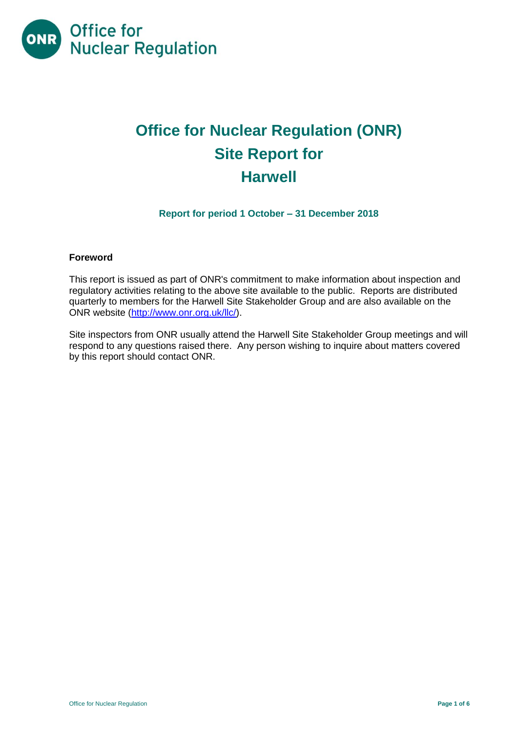# Office for Nuclear Regulation (ONR) Site Report for Harwell

**Report for period 1 October – 31 December 2018**

## Foreword

This report is issued as part of ONR's commitment to make information about inspection and regulatory activities relating to the above site available to the public. Reports are distributed quarterly to members for the Harwell Site Stakeholder Group and are also available on the ONR website (http://www.onr.org.uk/llc/).

Site inspectors from ONR usually attend the Harwell Site Stakeholder Group meetings and will respond to any questions raised there. Any person wishing to inquire about matters covered by this report should contact ONR.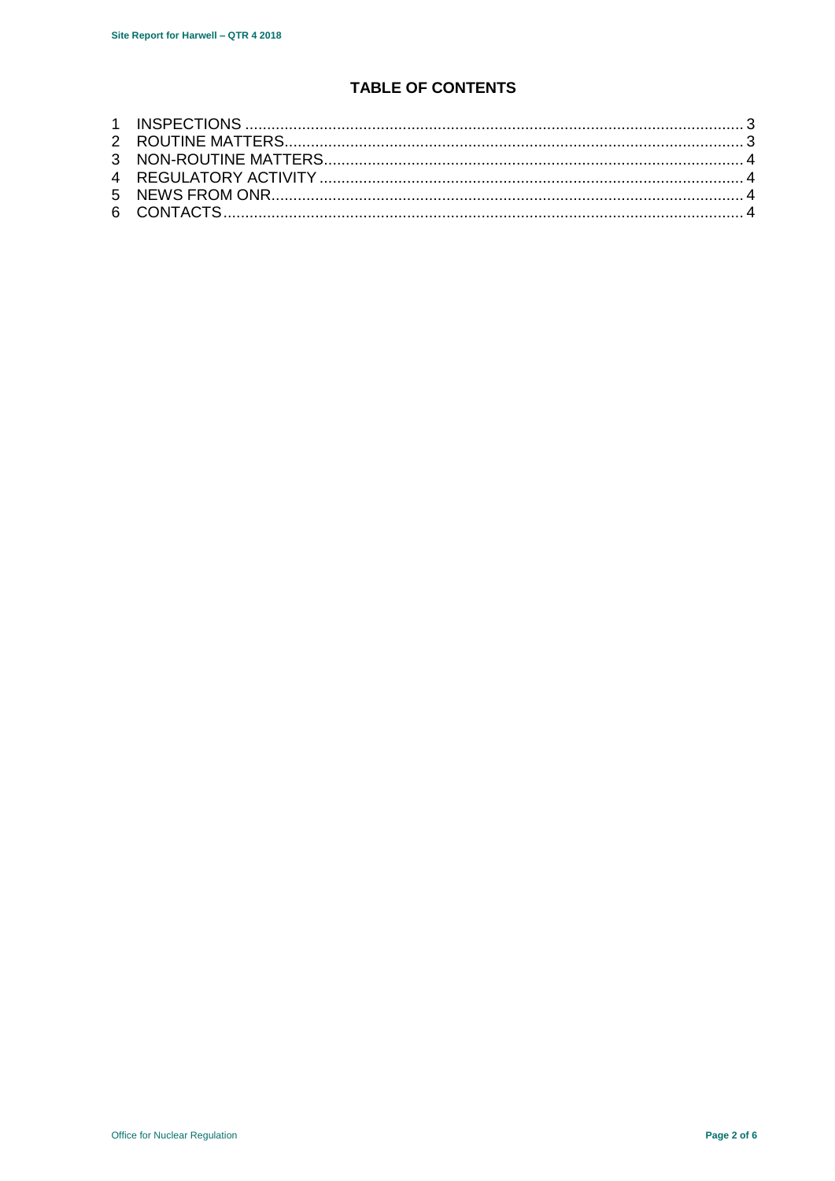## TABLE OF CONTENTS

1 INSPECTIONS ........................................................................................................ 3
2 ROUTINE MATTERS................................................................................................ 3
3 NON-ROUTINE MATTERS........................................................................................ 4
4 REGULATORY ACTIVITY ......................................................................................... 4
5 NEWS FROM ONR................................................................................................... 4
6 CONTACTS.............................................................................................................. 4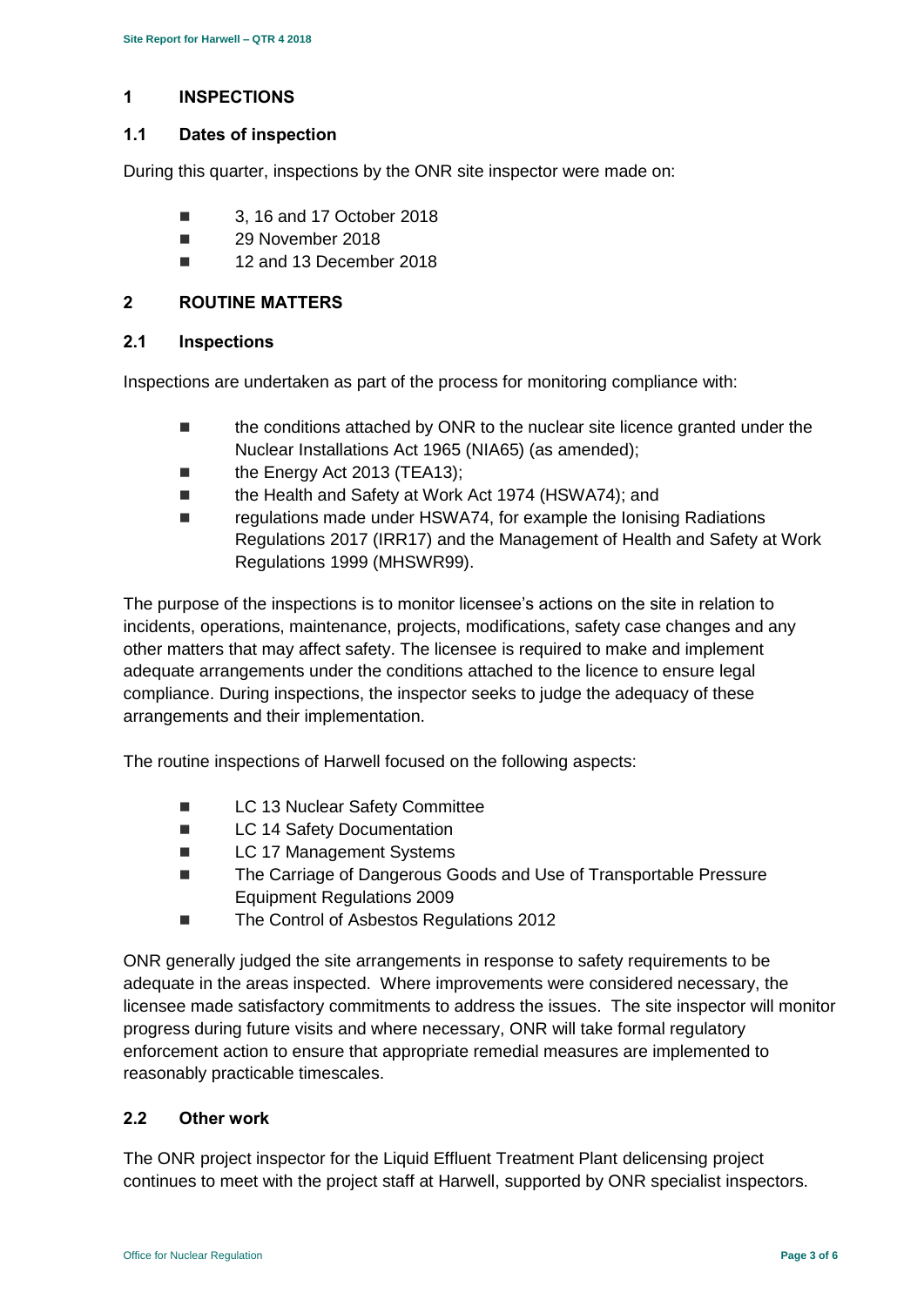## 1 INSPECTIONS

### 1.1 Dates of inspection

During this quarter, inspections by the ONR site inspector were made on:

- 3, 16 and 17 October 2018
- 29 November 2018
- 12 and 13 December 2018

## 2 ROUTINE MATTERS

### 2.1 Inspections

Inspections are undertaken as part of the process for monitoring compliance with:

- the conditions attached by ONR to the nuclear site licence granted under the Nuclear Installations Act 1965 (NIA65) (as amended);
- the Energy Act 2013 (TEA13);
- the Health and Safety at Work Act 1974 (HSWA74); and
- regulations made under HSWA74, for example the Ionising Radiations Regulations 2017 (IRR17) and the Management of Health and Safety at Work Regulations 1999 (MHSWR99).

The purpose of the inspections is to monitor licensee's actions on the site in relation to incidents, operations, maintenance, projects, modifications, safety case changes and any other matters that may affect safety. The licensee is required to make and implement adequate arrangements under the conditions attached to the licence to ensure legal compliance. During inspections, the inspector seeks to judge the adequacy of these arrangements and their implementation.

The routine inspections of Harwell focused on the following aspects:

- LC 13 Nuclear Safety Committee
- LC 14 Safety Documentation
- LC 17 Management Systems
- The Carriage of Dangerous Goods and Use of Transportable Pressure Equipment Regulations 2009
- The Control of Asbestos Regulations 2012

ONR generally judged the site arrangements in response to safety requirements to be adequate in the areas inspected. Where improvements were considered necessary, the licensee made satisfactory commitments to address the issues. The site inspector will monitor progress during future visits and where necessary, ONR will take formal regulatory enforcement action to ensure that appropriate remedial measures are implemented to reasonably practicable timescales.

### 2.2 Other work

The ONR project inspector for the Liquid Effluent Treatment Plant delicensing project continues to meet with the project staff at Harwell, supported by ONR specialist inspectors.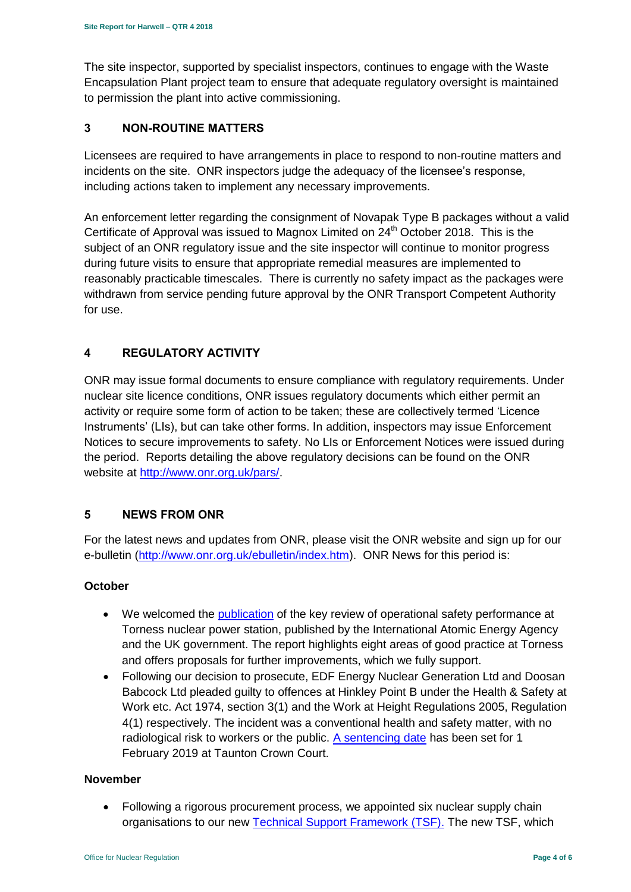The site inspector, supported by specialist inspectors, continues to engage with the Waste Encapsulation Plant project team to ensure that adequate regulatory oversight is maintained to permission the plant into active commissioning.

## 3 NON-ROUTINE MATTERS

Licensees are required to have arrangements in place to respond to non-routine matters and incidents on the site. ONR inspectors judge the adequacy of the licensee's response, including actions taken to implement any necessary improvements.

An enforcement letter regarding the consignment of Novapak Type B packages without a valid Certificate of Approval was issued to Magnox Limited on 24th October 2018. This is the subject of an ONR regulatory issue and the site inspector will continue to monitor progress during future visits to ensure that appropriate remedial measures are implemented to reasonably practicable timescales. There is currently no safety impact as the packages were withdrawn from service pending future approval by the ONR Transport Competent Authority for use.

## 4 REGULATORY ACTIVITY

ONR may issue formal documents to ensure compliance with regulatory requirements. Under nuclear site licence conditions, ONR issues regulatory documents which either permit an activity or require some form of action to be taken; these are collectively termed 'Licence Instruments' (LIs), but can take other forms. In addition, inspectors may issue Enforcement Notices to secure improvements to safety. No LIs or Enforcement Notices were issued during the period. Reports detailing the above regulatory decisions can be found on the ONR website at http://www.onr.org.uk/pars/.

## 5 NEWS FROM ONR

For the latest news and updates from ONR, please visit the ONR website and sign up for our e-bulletin (http://www.onr.org.uk/ebulletin/index.htm). ONR News for this period is:

**October**

- We welcomed the publication of the key review of operational safety performance at Torness nuclear power station, published by the International Atomic Energy Agency and the UK government. The report highlights eight areas of good practice at Torness and offers proposals for further improvements, which we fully support.
- Following our decision to prosecute, EDF Energy Nuclear Generation Ltd and Doosan Babcock Ltd pleaded guilty to offences at Hinkley Point B under the Health & Safety at Work etc. Act 1974, section 3(1) and the Work at Height Regulations 2005, Regulation 4(1) respectively. The incident was a conventional health and safety matter, with no radiological risk to workers or the public. A sentencing date has been set for 1 February 2019 at Taunton Crown Court.

**November**

- Following a rigorous procurement process, we appointed six nuclear supply chain organisations to our new Technical Support Framework (TSF). The new TSF, which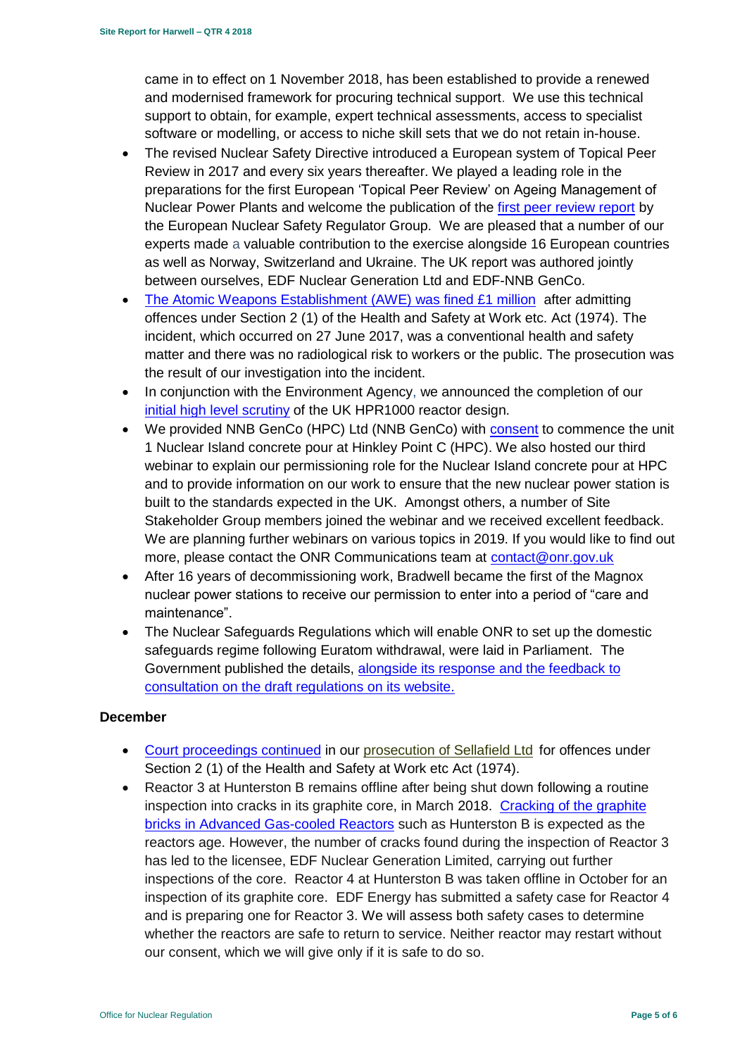came in to effect on 1 November 2018, has been established to provide a renewed and modernised framework for procuring technical support. We use this technical support to obtain, for example, expert technical assessments, access to specialist software or modelling, or access to niche skill sets that we do not retain in-house.

- The revised Nuclear Safety Directive introduced a European system of Topical Peer Review in 2017 and every six years thereafter. We played a leading role in the preparations for the first European 'Topical Peer Review' on Ageing Management of Nuclear Power Plants and welcome the publication of the first peer review report by the European Nuclear Safety Regulator Group. We are pleased that a number of our experts made a valuable contribution to the exercise alongside 16 European countries as well as Norway, Switzerland and Ukraine. The UK report was authored jointly between ourselves, EDF Nuclear Generation Ltd and EDF-NNB GenCo.
- The Atomic Weapons Establishment (AWE) was fined £1 million after admitting offences under Section 2 (1) of the Health and Safety at Work etc. Act (1974). The incident, which occurred on 27 June 2017, was a conventional health and safety matter and there was no radiological risk to workers or the public. The prosecution was the result of our investigation into the incident.
- In conjunction with the Environment Agency, we announced the completion of our initial high level scrutiny of the UK HPR1000 reactor design.
- We provided NNB GenCo (HPC) Ltd (NNB GenCo) with consent to commence the unit 1 Nuclear Island concrete pour at Hinkley Point C (HPC). We also hosted our third webinar to explain our permissioning role for the Nuclear Island concrete pour at HPC and to provide information on our work to ensure that the new nuclear power station is built to the standards expected in the UK. Amongst others, a number of Site Stakeholder Group members joined the webinar and we received excellent feedback. We are planning further webinars on various topics in 2019. If you would like to find out more, please contact the ONR Communications team at contact@onr.gov.uk
- After 16 years of decommissioning work, Bradwell became the first of the Magnox nuclear power stations to receive our permission to enter into a period of "care and maintenance".
- The Nuclear Safeguards Regulations which will enable ONR to set up the domestic safeguards regime following Euratom withdrawal, were laid in Parliament. The Government published the details, alongside its response and the feedback to consultation on the draft regulations on its website.

**December**

- Court proceedings continued in our prosecution of Sellafield Ltd for offences under Section 2 (1) of the Health and Safety at Work etc Act (1974).
- Reactor 3 at Hunterston B remains offline after being shut down following a routine inspection into cracks in its graphite core, in March 2018. Cracking of the graphite bricks in Advanced Gas-cooled Reactors such as Hunterston B is expected as the reactors age. However, the number of cracks found during the inspection of Reactor 3 has led to the licensee, EDF Nuclear Generation Limited, carrying out further inspections of the core. Reactor 4 at Hunterston B was taken offline in October for an inspection of its graphite core. EDF Energy has submitted a safety case for Reactor 4 and is preparing one for Reactor 3. We will assess both safety cases to determine whether the reactors are safe to return to service. Neither reactor may restart without our consent, which we will give only if it is safe to do so.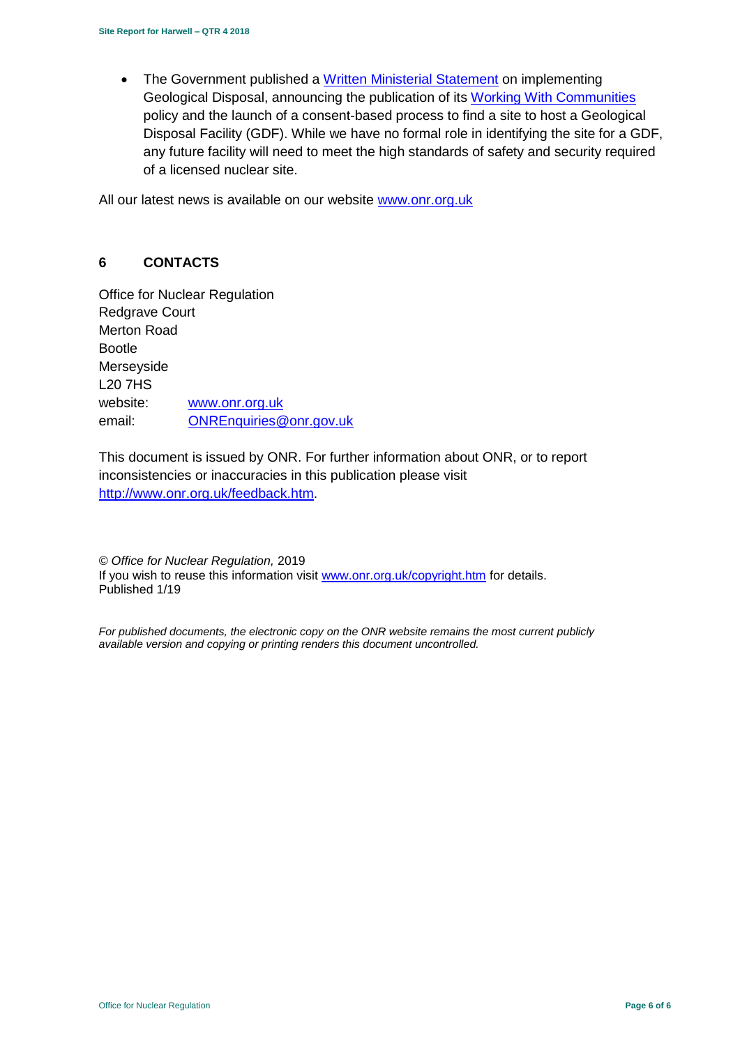- The Government published a Written Ministerial Statement on implementing Geological Disposal, announcing the publication of its Working With Communities policy and the launch of a consent-based process to find a site to host a Geological Disposal Facility (GDF). While we have no formal role in identifying the site for a GDF, any future facility will need to meet the high standards of safety and security required of a licensed nuclear site.

All our latest news is available on our website www.onr.org.uk

## 6 CONTACTS

Office for Nuclear Regulation
Redgrave Court
Merton Road
Bootle
Merseyside
L20 7HS
website: www.onr.org.uk
email: ONREnquiries@onr.gov.uk

This document is issued by ONR. For further information about ONR, or to report inconsistencies or inaccuracies in this publication please visit http://www.onr.org.uk/feedback.htm.

© *Office for Nuclear Regulation,* 2019
If you wish to reuse this information visit www.onr.org.uk/copyright.htm for details.
Published 1/19

*For published documents, the electronic copy on the ONR website remains the most current publicly available version and copying or printing renders this document uncontrolled.*